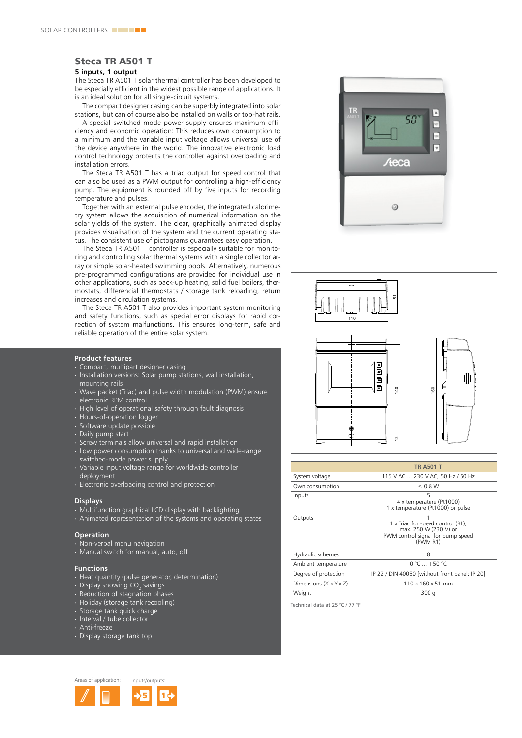# Steca TR A501 T

**5 inputs, 1 output**

The Steca TR A501 T solar thermal controller has been developed to be especially efficient in the widest possible range of applications. It is an ideal solution for all single-circuit systems.

The compact designer casing can be superbly integrated into solar stations, but can of course also be installed on walls or top-hat rails.

A special switched-mode power supply ensures maximum efficiency and economic operation: This reduces own consumption to a minimum and the variable input voltage allows universal use of the device anywhere in the world. The innovative electronic load control technology protects the controller against overloading and installation errors.

The Steca TR A501 T has a triac output for speed control that can also be used as a PWM output for controlling a high-efficiency pump. The equipment is rounded off by five inputs for recording temperature and pulses.

Together with an external pulse encoder, the integrated calorimetry system allows the acquisition of numerical information on the solar yields of the system. The clear, graphically animated display provides visualisation of the system and the current operating status. The consistent use of pictograms guarantees easy operation.

The Steca TR A501 T controller is especially suitable for monitoring and controlling solar thermal systems with a single collector array or simple solar-heated swimming pools. Alternatively, numerous pre-programmed configurations are provided for individual use in other applications, such as back-up heating, solid fuel boilers, thermostats, differencial thermostats / storage tank reloading, return increases and circulation systems.

The Steca TR A501 T also provides important system monitoring and safety functions, such as special error displays for rapid correction of system malfunctions. This ensures long-term, safe and reliable operation of the entire solar system.

## Product features

- Compact, multipart designer casing
- Installation versions: Solar pump stations, wall installation, mounting rails
- Wave packet (Triac) and pulse width modulation (PWM) ensure electronic RPM control
- High level of operational safety through fault diagnosis
- Hours-of-operation logger
- Software update possible
- Daily pump start
- Screw terminals allow universal and rapid installation
- Low power consumption thanks to universal and wide-range switched-mode power supply
- Variable input voltage range for worldwide controller deployment
- Electronic overloading control and protection

## Displays

- Multifunction graphical LCD display with backlighting
- Animated representation of the systems and operating states

## Operation

- Non-verbal menu navigation
- Manual switch for manual, auto, off

## Functions

- Heat quantity (pulse generator, determination)
- Display showing $CO_2$ savings
- Reduction of stagnation phases
- Holiday (storage tank recooling)
- Storage tank quick charge
- Interval / tube collector
- Anti-freeze
- Display storage tank top

| | TR A501 T |
|---|---|
| System voltage | 115 V AC ... 230 V AC, 50 Hz / 60 Hz |
| Own consumption | ≤ 0.8 W |
| Inputs | 5<br>4 x temperature (Pt1000)<br>1 x temperature (Pt1000) or pulse |
| Outputs | 1<br>1 x Triac for speed control (R1), max. 250 W (230 V) or<br>PWM control signal for pump speed (PWM R1) |
| Hydraulic schemes | 8 |
| Ambient temperature | 0 °C ... +50 °C |
| Degree of protection | IP 22 / DIN 40050 [without front panel: IP 20] |
| Dimensions (X x Y x Z) | 110 x 160 x 51 mm |
| Weight | 300 g |

Technical data at 25 °C / 77 °F

Areas of application:

inputs/outputs: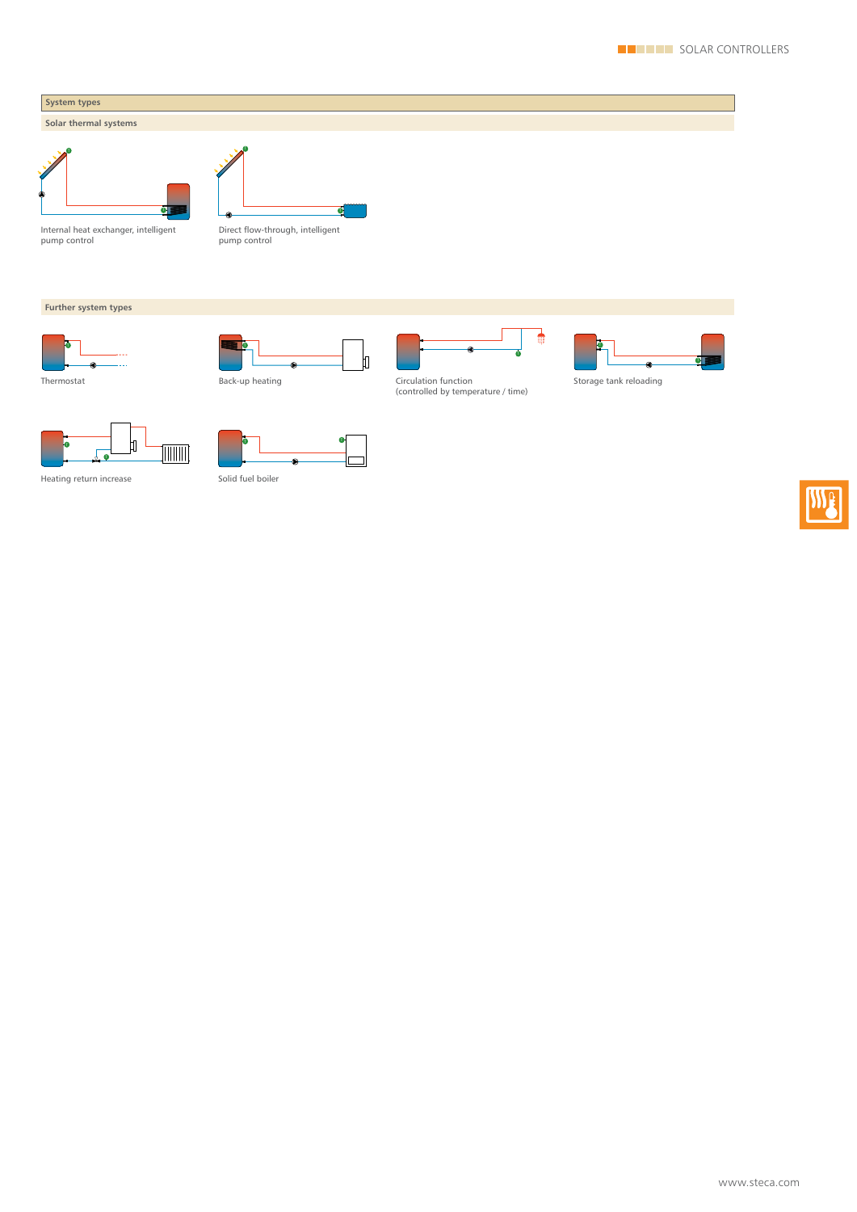## System types

### Solar thermal systems

Internal heat exchanger, intelligent pump control

Direct flow-through, intelligent pump control

### Further system types

Thermostat

Back-up heating

Circulation function (controlled by temperature / time)

Storage tank reloading

Heating return increase

Solid fuel boiler